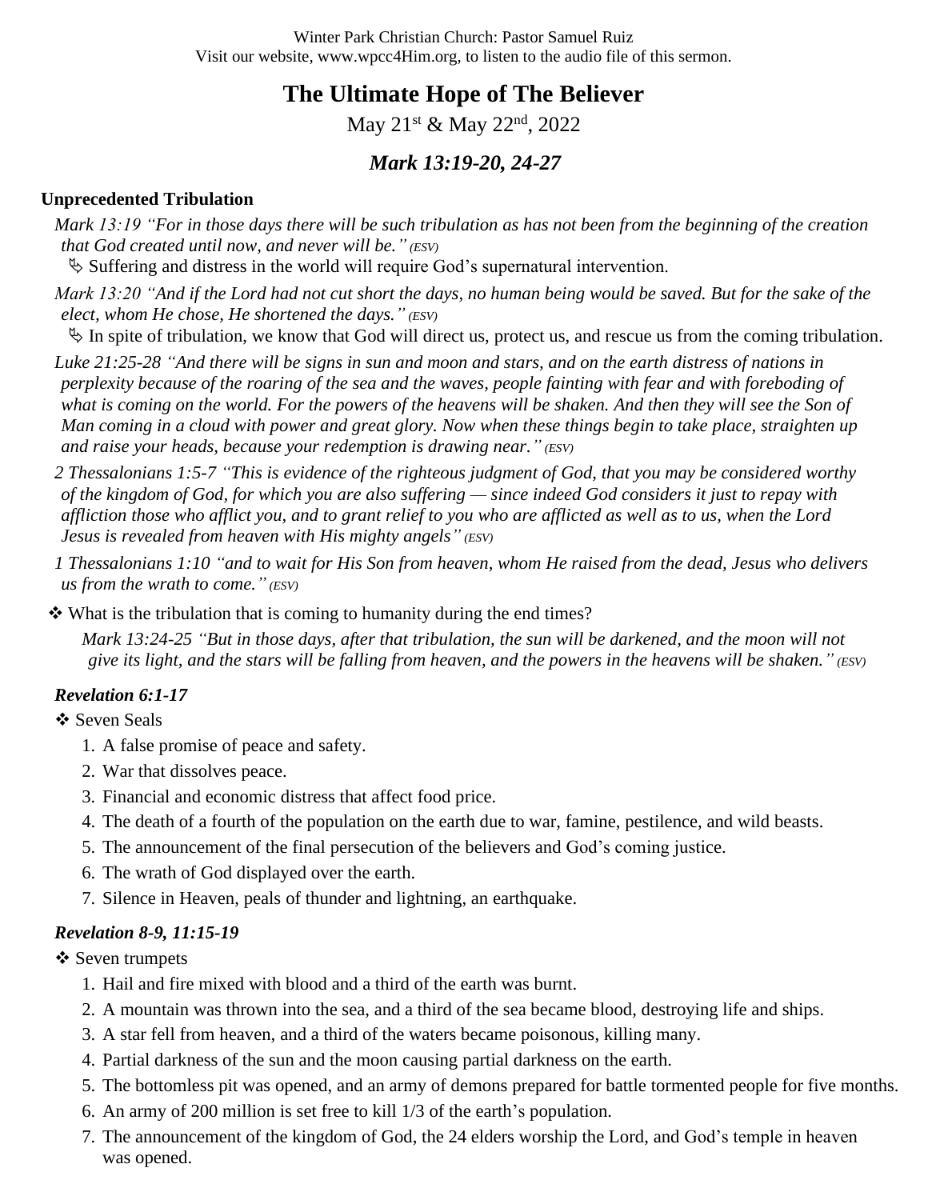Winter Park Christian Church: Pastor Samuel Ruiz
Visit our website, www.wpcc4Him.org, to listen to the audio file of this sermon.

# The Ultimate Hope of The Believer

May 21st & May 22nd, 2022

## *Mark 13:19-20, 24-27*

### Unprecedented Tribulation

*Mark 13:19 "For in those days there will be such tribulation as has not been from the beginning of the creation that God created until now, and never will be." (ESV)*

↳ Suffering and distress in the world will require God's supernatural intervention.

*Mark 13:20 "And if the Lord had not cut short the days, no human being would be saved. But for the sake of the elect, whom He chose, He shortened the days." (ESV)*

↳ In spite of tribulation, we know that God will direct us, protect us, and rescue us from the coming tribulation.

*Luke 21:25-28 "And there will be signs in sun and moon and stars, and on the earth distress of nations in perplexity because of the roaring of the sea and the waves, people fainting with fear and with foreboding of what is coming on the world. For the powers of the heavens will be shaken. And then they will see the Son of Man coming in a cloud with power and great glory. Now when these things begin to take place, straighten up and raise your heads, because your redemption is drawing near." (ESV)*

*2 Thessalonians 1:5-7 "This is evidence of the righteous judgment of God, that you may be considered worthy of the kingdom of God, for which you are also suffering — since indeed God considers it just to repay with affliction those who afflict you, and to grant relief to you who are afflicted as well as to us, when the Lord Jesus is revealed from heaven with His mighty angels" (ESV)*

*1 Thessalonians 1:10 "and to wait for His Son from heaven, whom He raised from the dead, Jesus who delivers us from the wrath to come." (ESV)*

❖ What is the tribulation that is coming to humanity during the end times?

*Mark 13:24-25 "But in those days, after that tribulation, the sun will be darkened, and the moon will not give its light, and the stars will be falling from heaven, and the powers in the heavens will be shaken." (ESV)*

### *Revelation 6:1-17*

❖ Seven Seals

1. A false promise of peace and safety.
2. War that dissolves peace.
3. Financial and economic distress that affect food price.
4. The death of a fourth of the population on the earth due to war, famine, pestilence, and wild beasts.
5. The announcement of the final persecution of the believers and God's coming justice.
6. The wrath of God displayed over the earth.
7. Silence in Heaven, peals of thunder and lightning, an earthquake.

### *Revelation 8-9, 11:15-19*

❖ Seven trumpets

1. Hail and fire mixed with blood and a third of the earth was burnt.
2. A mountain was thrown into the sea, and a third of the sea became blood, destroying life and ships.
3. A star fell from heaven, and a third of the waters became poisonous, killing many.
4. Partial darkness of the sun and the moon causing partial darkness on the earth.
5. The bottomless pit was opened, and an army of demons prepared for battle tormented people for five months.
6. An army of 200 million is set free to kill 1/3 of the earth's population.
7. The announcement of the kingdom of God, the 24 elders worship the Lord, and God's temple in heaven was opened.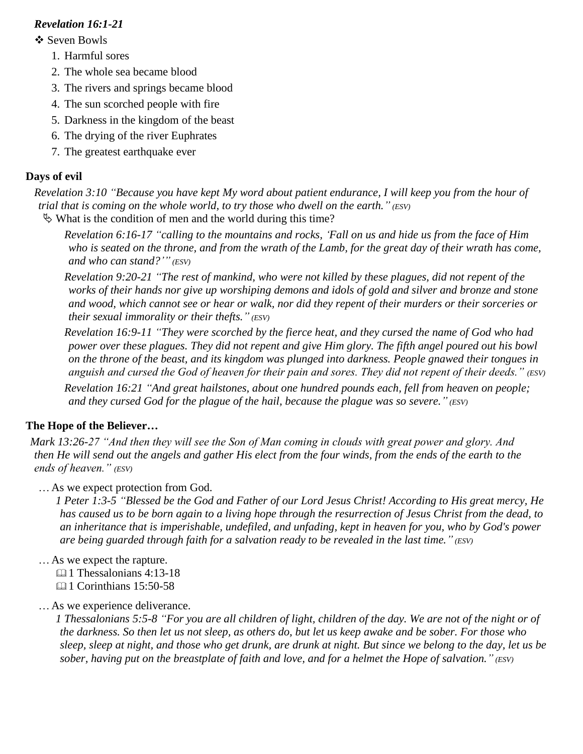***Revelation 16:1-21***

❖ Seven Bowls

1. Harmful sores
2. The whole sea became blood
3. The rivers and springs became blood
4. The sun scorched people with fire
5. Darkness in the kingdom of the beast
6. The drying of the river Euphrates
7. The greatest earthquake ever

**Days of evil**

*Revelation 3:10 "Because you have kept My word about patient endurance, I will keep you from the hour of trial that is coming on the whole world, to try those who dwell on the earth." (ESV)*

↳ What is the condition of men and the world during this time?

*Revelation 6:16-17 "calling to the mountains and rocks, 'Fall on us and hide us from the face of Him who is seated on the throne, and from the wrath of the Lamb, for the great day of their wrath has come, and who can stand?'" (ESV)*

*Revelation 9:20-21 "The rest of mankind, who were not killed by these plagues, did not repent of the works of their hands nor give up worshiping demons and idols of gold and silver and bronze and stone and wood, which cannot see or hear or walk, nor did they repent of their murders or their sorceries or their sexual immorality or their thefts." (ESV)*

*Revelation 16:9-11 "They were scorched by the fierce heat, and they cursed the name of God who had power over these plagues. They did not repent and give Him glory. The fifth angel poured out his bowl on the throne of the beast, and its kingdom was plunged into darkness. People gnawed their tongues in anguish and cursed the God of heaven for their pain and sores. They did not repent of their deeds." (ESV)*

*Revelation 16:21 "And great hailstones, about one hundred pounds each, fell from heaven on people; and they cursed God for the plague of the hail, because the plague was so severe." (ESV)*

**The Hope of the Believer…**

*Mark 13:26-27 "And then they will see the Son of Man coming in clouds with great power and glory. And then He will send out the angels and gather His elect from the four winds, from the ends of the earth to the ends of heaven." (ESV)*

… As we expect protection from God.

*1 Peter 1:3-5 "Blessed be the God and Father of our Lord Jesus Christ! According to His great mercy, He has caused us to be born again to a living hope through the resurrection of Jesus Christ from the dead, to an inheritance that is imperishable, undefiled, and unfading, kept in heaven for you, who by God's power are being guarded through faith for a salvation ready to be revealed in the last time." (ESV)*

… As we expect the rapture.

📖 1 Thessalonians 4:13-18
📖 1 Corinthians 15:50-58

… As we experience deliverance.

*1 Thessalonians 5:5-8 "For you are all children of light, children of the day. We are not of the night or of the darkness. So then let us not sleep, as others do, but let us keep awake and be sober. For those who sleep, sleep at night, and those who get drunk, are drunk at night. But since we belong to the day, let us be sober, having put on the breastplate of faith and love, and for a helmet the Hope of salvation." (ESV)*